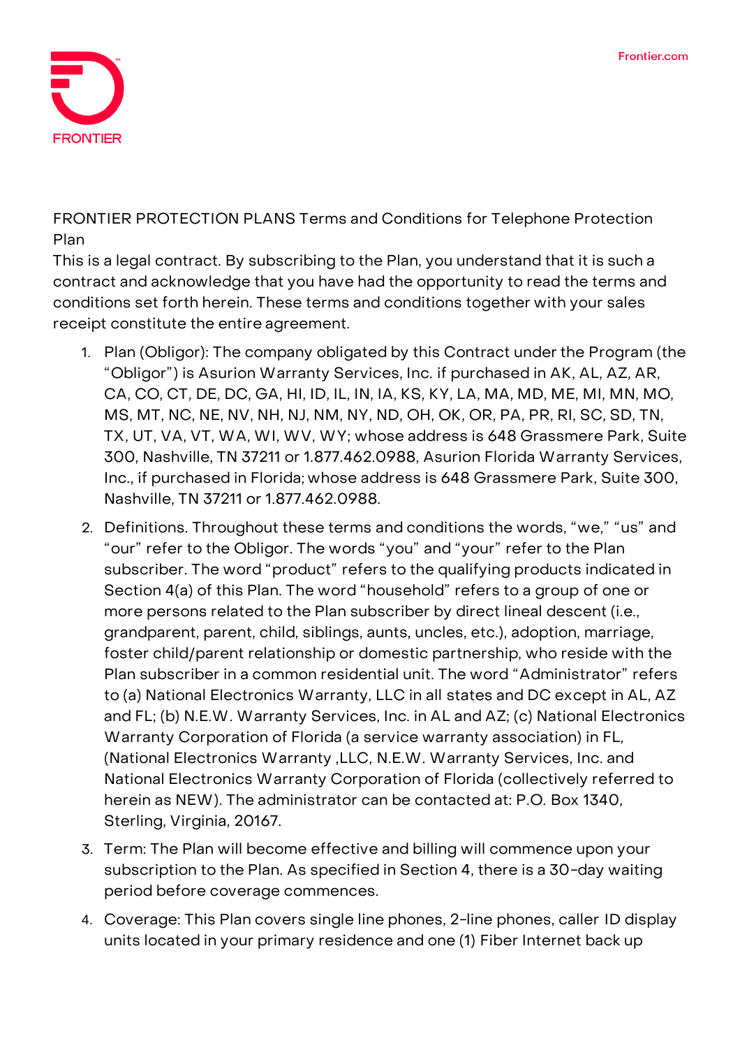FRONTIER PROTECTION PLANS Terms and Conditions for Telephone Protection Plan

This is a legal contract. By subscribing to the Plan, you understand that it is such a contract and acknowledge that you have had the opportunity to read the terms and conditions set forth herein. These terms and conditions together with your sales receipt constitute the entire agreement.

1. Plan (Obligor): The company obligated by this Contract under the Program (the “Obligor”) is Asurion Warranty Services, Inc. if purchased in AK, AL, AZ, AR, CA, CO, CT, DE, DC, GA, HI, ID, IL, IN, IA, KS, KY, LA, MA, MD, ME, MI, MN, MO, MS, MT, NC, NE, NV, NH, NJ, NM, NY, ND, OH, OK, OR, PA, PR, RI, SC, SD, TN, TX, UT, VA, VT, WA, WI, WV, WY; whose address is 648 Grassmere Park, Suite 300, Nashville, TN 37211 or 1.877.462.0988, Asurion Florida Warranty Services, Inc., if purchased in Florida; whose address is 648 Grassmere Park, Suite 300, Nashville, TN 37211 or 1.877.462.0988.
2. Definitions. Throughout these terms and conditions the words, “we,” “us” and “our” refer to the Obligor. The words “you” and “your” refer to the Plan subscriber. The word “product” refers to the qualifying products indicated in Section 4(a) of this Plan. The word “household” refers to a group of one or more persons related to the Plan subscriber by direct lineal descent (i.e., grandparent, parent, child, siblings, aunts, uncles, etc.), adoption, marriage, foster child/parent relationship or domestic partnership, who reside with the Plan subscriber in a common residential unit. The word “Administrator” refers to (a) National Electronics Warranty, LLC in all states and DC except in AL, AZ and FL; (b) N.E.W. Warranty Services, Inc. in AL and AZ; (c) National Electronics Warranty Corporation of Florida (a service warranty association) in FL, (National Electronics Warranty ,LLC, N.E.W. Warranty Services, Inc. and National Electronics Warranty Corporation of Florida (collectively referred to herein as NEW). The administrator can be contacted at: P.O. Box 1340, Sterling, Virginia, 20167.
3. Term: The Plan will become effective and billing will commence upon your subscription to the Plan. As specified in Section 4, there is a 30-day waiting period before coverage commences.
4. Coverage: This Plan covers single line phones, 2-line phones, caller ID display units located in your primary residence and one (1) Fiber Internet back up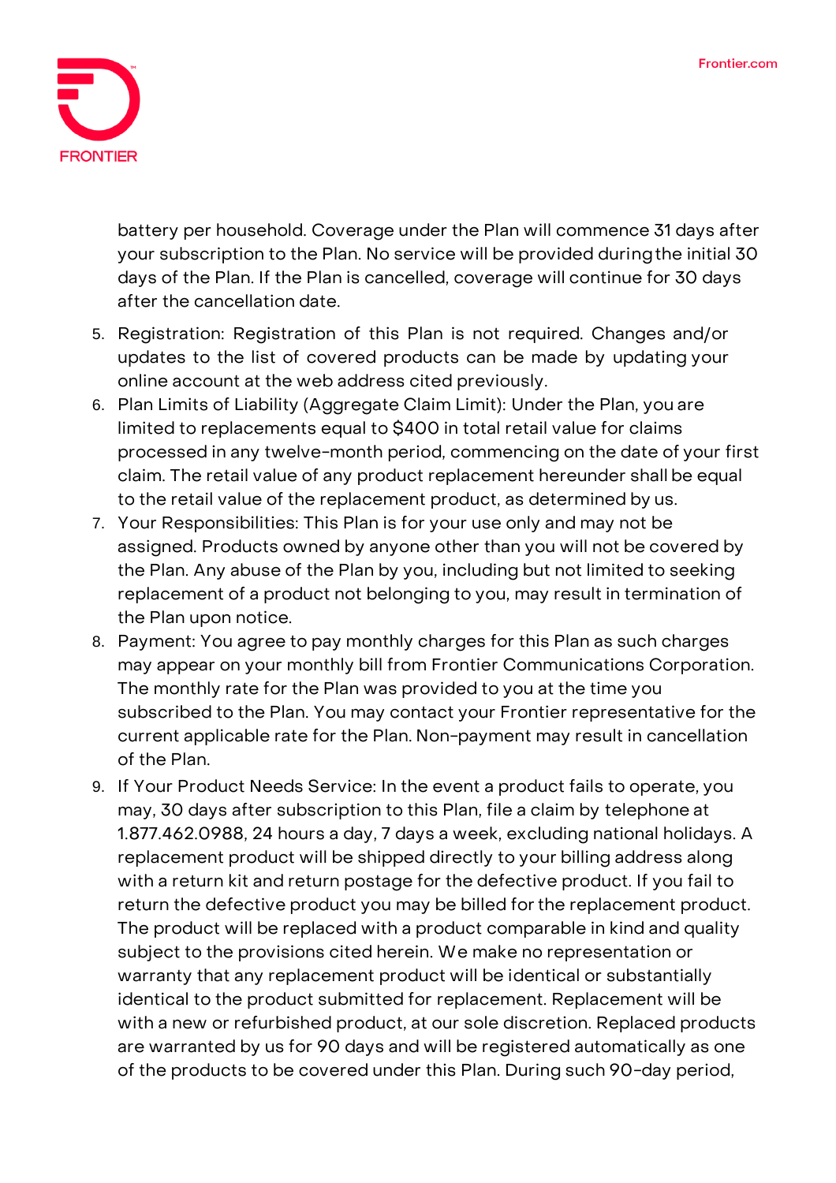battery per household. Coverage under the Plan will commence 31 days after your subscription to the Plan. No service will be provided during the initial 30 days of the Plan. If the Plan is cancelled, coverage will continue for 30 days after the cancellation date.

5. Registration: Registration of this Plan is not required. Changes and/or updates to the list of covered products can be made by updating your online account at the web address cited previously.
6. Plan Limits of Liability (Aggregate Claim Limit): Under the Plan, you are limited to replacements equal to $400 in total retail value for claims processed in any twelve-month period, commencing on the date of your first claim. The retail value of any product replacement hereunder shall be equal to the retail value of the replacement product, as determined by us.
7. Your Responsibilities: This Plan is for your use only and may not be assigned. Products owned by anyone other than you will not be covered by the Plan. Any abuse of the Plan by you, including but not limited to seeking replacement of a product not belonging to you, may result in termination of the Plan upon notice.
8. Payment: You agree to pay monthly charges for this Plan as such charges may appear on your monthly bill from Frontier Communications Corporation. The monthly rate for the Plan was provided to you at the time you subscribed to the Plan. You may contact your Frontier representative for the current applicable rate for the Plan. Non-payment may result in cancellation of the Plan.
9. If Your Product Needs Service: In the event a product fails to operate, you may, 30 days after subscription to this Plan, file a claim by telephone at 1.877.462.0988, 24 hours a day, 7 days a week, excluding national holidays. A replacement product will be shipped directly to your billing address along with a return kit and return postage for the defective product. If you fail to return the defective product you may be billed for the replacement product. The product will be replaced with a product comparable in kind and quality subject to the provisions cited herein. We make no representation or warranty that any replacement product will be identical or substantially identical to the product submitted for replacement. Replacement will be with a new or refurbished product, at our sole discretion. Replaced products are warranted by us for 90 days and will be registered automatically as one of the products to be covered under this Plan. During such 90-day period,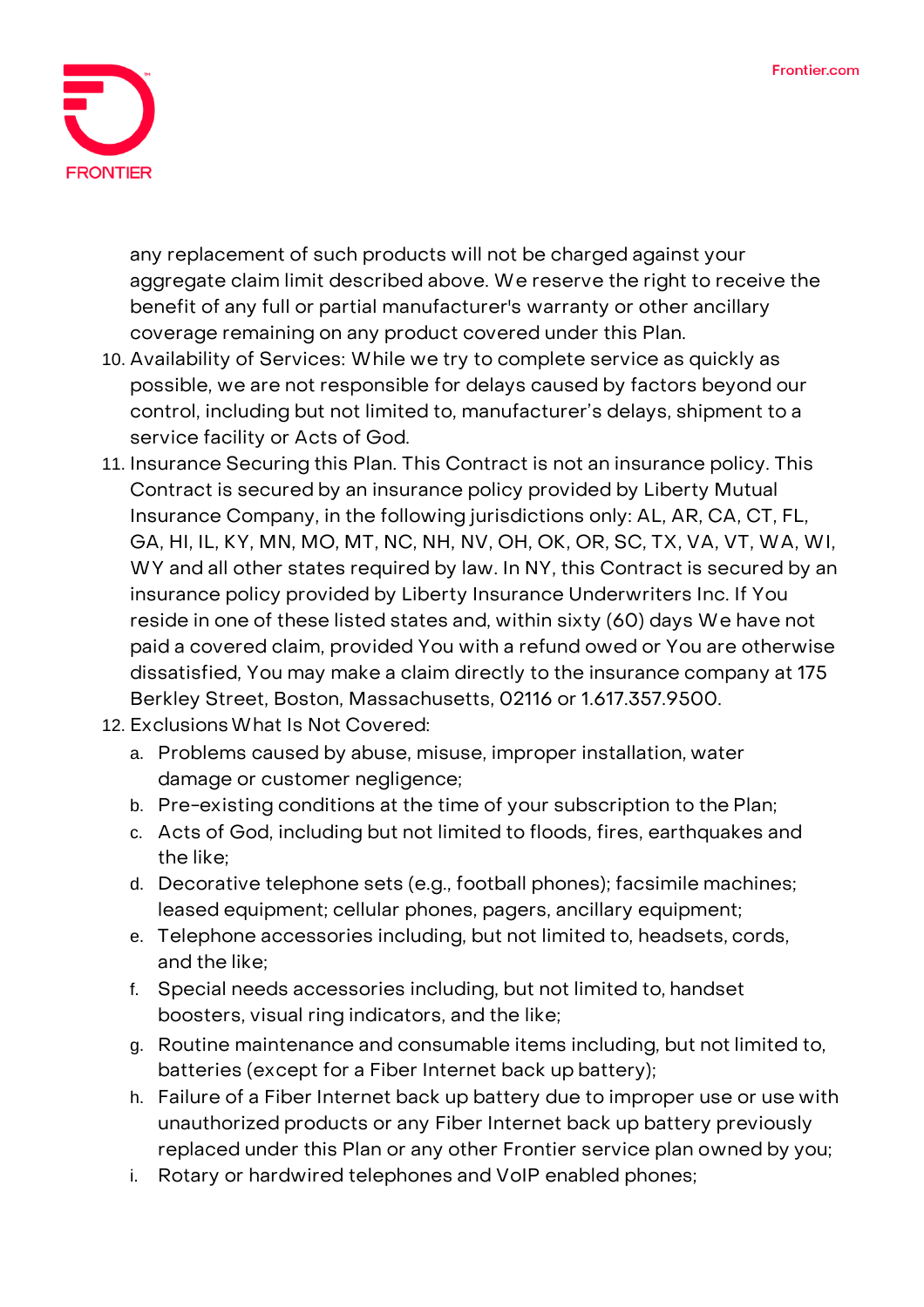any replacement of such products will not be charged against your aggregate claim limit described above. We reserve the right to receive the benefit of any full or partial manufacturer's warranty or other ancillary coverage remaining on any product covered under this Plan.

10. Availability of Services: While we try to complete service as quickly as possible, we are not responsible for delays caused by factors beyond our control, including but not limited to, manufacturer's delays, shipment to a service facility or Acts of God.
11. Insurance Securing this Plan. This Contract is not an insurance policy. This Contract is secured by an insurance policy provided by Liberty Mutual Insurance Company, in the following jurisdictions only: AL, AR, CA, CT, FL, GA, HI, IL, KY, MN, MO, MT, NC, NH, NV, OH, OK, OR, SC, TX, VA, VT, WA, WI, WY and all other states required by law. In NY, this Contract is secured by an insurance policy provided by Liberty Insurance Underwriters Inc. If You reside in one of these listed states and, within sixty (60) days We have not paid a covered claim, provided You with a refund owed or You are otherwise dissatisfied, You may make a claim directly to the insurance company at 175 Berkley Street, Boston, Massachusetts, 02116 or 1.617.357.9500.
12. Exclusions What Is Not Covered:
    a. Problems caused by abuse, misuse, improper installation, water damage or customer negligence;
    b. Pre-existing conditions at the time of your subscription to the Plan;
    c. Acts of God, including but not limited to floods, fires, earthquakes and the like;
    d. Decorative telephone sets (e.g., football phones); facsimile machines; leased equipment; cellular phones, pagers, ancillary equipment;
    e. Telephone accessories including, but not limited to, headsets, cords, and the like;
    f. Special needs accessories including, but not limited to, handset boosters, visual ring indicators, and the like;
    g. Routine maintenance and consumable items including, but not limited to, batteries (except for a Fiber Internet back up battery);
    h. Failure of a Fiber Internet back up battery due to improper use or use with unauthorized products or any Fiber Internet back up battery previously replaced under this Plan or any other Frontier service plan owned by you;
    i. Rotary or hardwired telephones and VoIP enabled phones;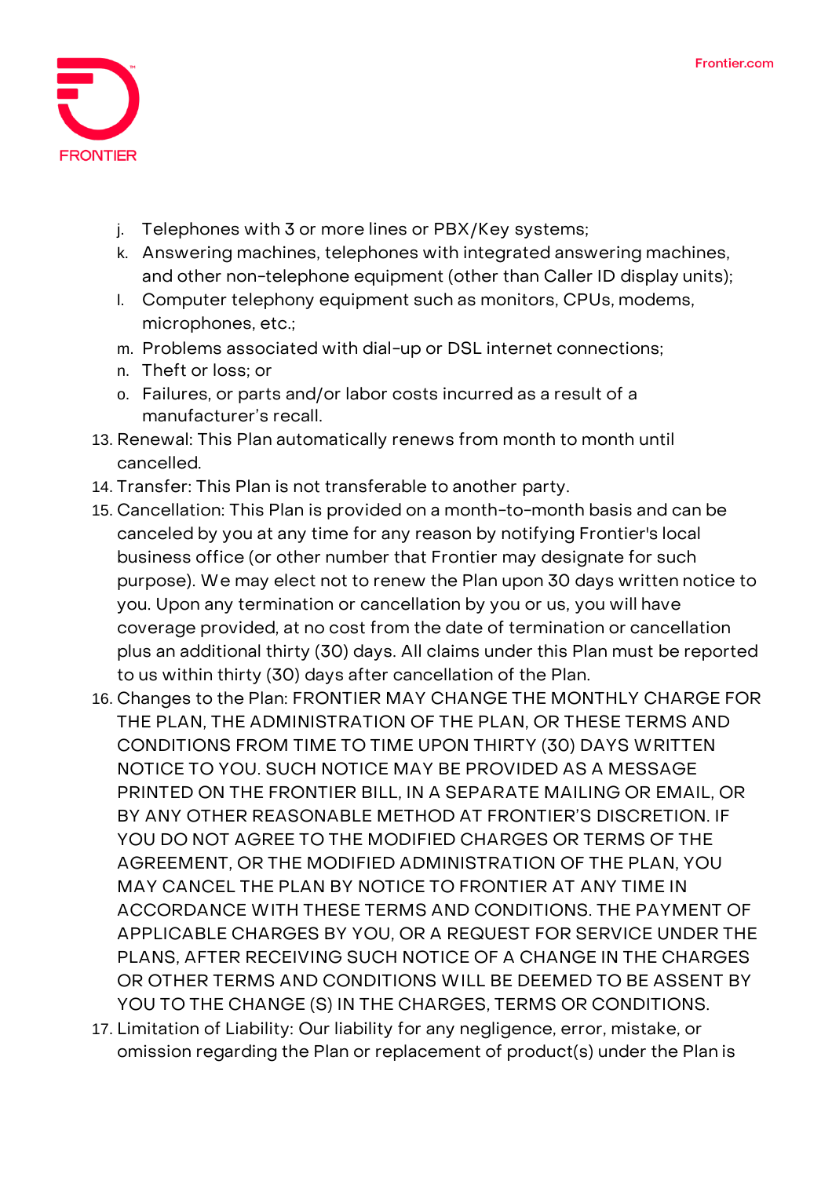j. Telephones with 3 or more lines or PBX/Key systems;
k. Answering machines, telephones with integrated answering machines, and other non-telephone equipment (other than Caller ID display units);
l. Computer telephony equipment such as monitors, CPUs, modems, microphones, etc.;
m. Problems associated with dial-up or DSL internet connections;
n. Theft or loss; or
o. Failures, or parts and/or labor costs incurred as a result of a manufacturer's recall.

13. Renewal: This Plan automatically renews from month to month until cancelled.
14. Transfer: This Plan is not transferable to another party.
15. Cancellation: This Plan is provided on a month-to-month basis and can be canceled by you at any time for any reason by notifying Frontier's local business office (or other number that Frontier may designate for such purpose). We may elect not to renew the Plan upon 30 days written notice to you. Upon any termination or cancellation by you or us, you will have coverage provided, at no cost from the date of termination or cancellation plus an additional thirty (30) days. All claims under this Plan must be reported to us within thirty (30) days after cancellation of the Plan.
16. Changes to the Plan: FRONTIER MAY CHANGE THE MONTHLY CHARGE FOR THE PLAN, THE ADMINISTRATION OF THE PLAN, OR THESE TERMS AND CONDITIONS FROM TIME TO TIME UPON THIRTY (30) DAYS WRITTEN NOTICE TO YOU. SUCH NOTICE MAY BE PROVIDED AS A MESSAGE PRINTED ON THE FRONTIER BILL, IN A SEPARATE MAILING OR EMAIL, OR BY ANY OTHER REASONABLE METHOD AT FRONTIER'S DISCRETION. IF YOU DO NOT AGREE TO THE MODIFIED CHARGES OR TERMS OF THE AGREEMENT, OR THE MODIFIED ADMINISTRATION OF THE PLAN, YOU MAY CANCEL THE PLAN BY NOTICE TO FRONTIER AT ANY TIME IN ACCORDANCE WITH THESE TERMS AND CONDITIONS. THE PAYMENT OF APPLICABLE CHARGES BY YOU, OR A REQUEST FOR SERVICE UNDER THE PLANS, AFTER RECEIVING SUCH NOTICE OF A CHANGE IN THE CHARGES OR OTHER TERMS AND CONDITIONS WILL BE DEEMED TO BE ASSENT BY YOU TO THE CHANGE (S) IN THE CHARGES, TERMS OR CONDITIONS.
17. Limitation of Liability: Our liability for any negligence, error, mistake, or omission regarding the Plan or replacement of product(s) under the Plan is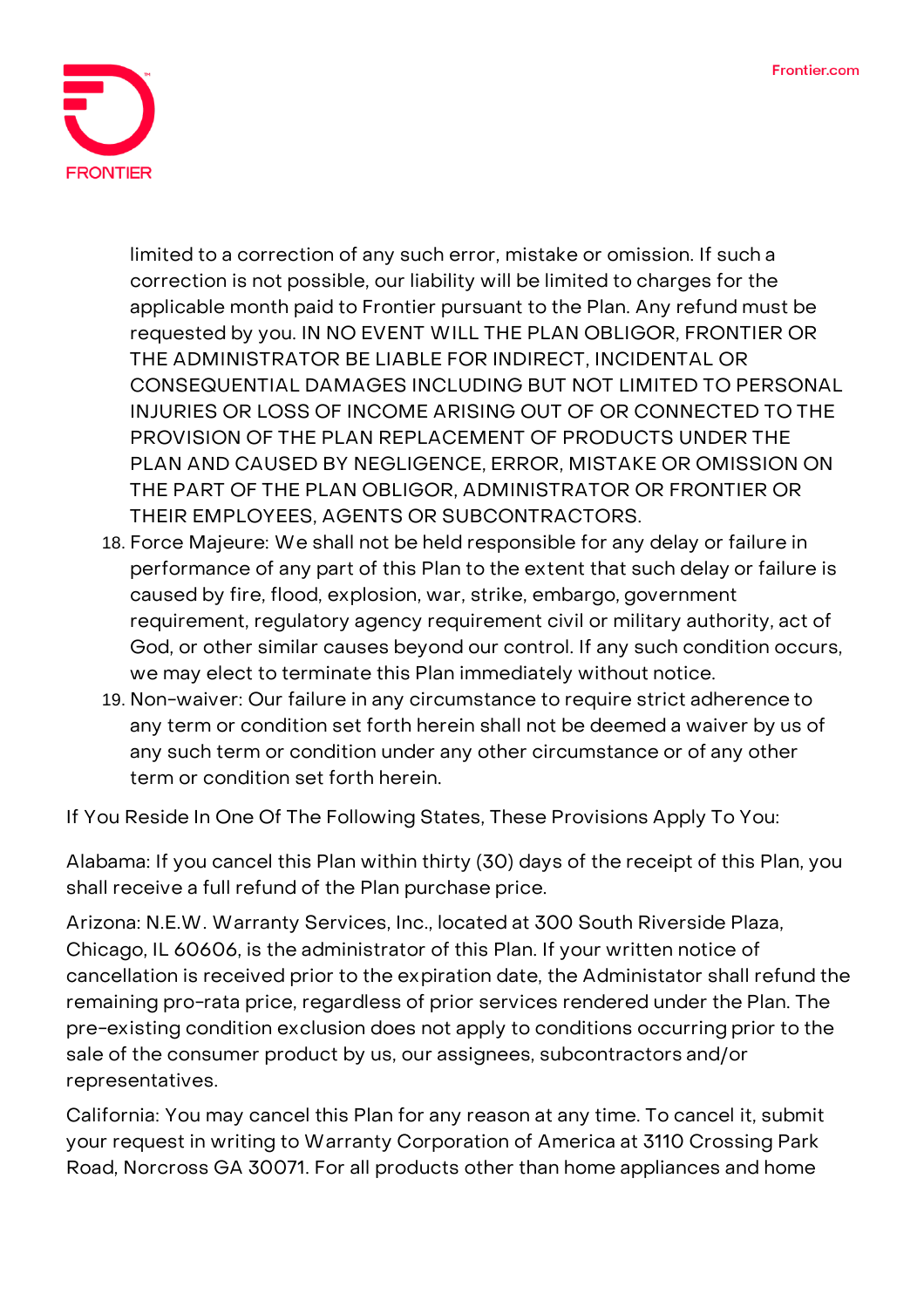limited to a correction of any such error, mistake or omission. If such a correction is not possible, our liability will be limited to charges for the applicable month paid to Frontier pursuant to the Plan. Any refund must be requested by you. IN NO EVENT WILL THE PLAN OBLIGOR, FRONTIER OR THE ADMINISTRATOR BE LIABLE FOR INDIRECT, INCIDENTAL OR CONSEQUENTIAL DAMAGES INCLUDING BUT NOT LIMITED TO PERSONAL INJURIES OR LOSS OF INCOME ARISING OUT OF OR CONNECTED TO THE PROVISION OF THE PLAN REPLACEMENT OF PRODUCTS UNDER THE PLAN AND CAUSED BY NEGLIGENCE, ERROR, MISTAKE OR OMISSION ON THE PART OF THE PLAN OBLIGOR, ADMINISTRATOR OR FRONTIER OR THEIR EMPLOYEES, AGENTS OR SUBCONTRACTORS.

18. Force Majeure: We shall not be held responsible for any delay or failure in performance of any part of this Plan to the extent that such delay or failure is caused by fire, flood, explosion, war, strike, embargo, government requirement, regulatory agency requirement civil or military authority, act of God, or other similar causes beyond our control. If any such condition occurs, we may elect to terminate this Plan immediately without notice.
19. Non-waiver: Our failure in any circumstance to require strict adherence to any term or condition set forth herein shall not be deemed a waiver by us of any such term or condition under any other circumstance or of any other term or condition set forth herein.

If You Reside In One Of The Following States, These Provisions Apply To You:

Alabama: If you cancel this Plan within thirty (30) days of the receipt of this Plan, you shall receive a full refund of the Plan purchase price.

Arizona: N.E.W. Warranty Services, Inc., located at 300 South Riverside Plaza, Chicago, IL 60606, is the administrator of this Plan. If your written notice of cancellation is received prior to the expiration date, the Administator shall refund the remaining pro-rata price, regardless of prior services rendered under the Plan. The pre-existing condition exclusion does not apply to conditions occurring prior to the sale of the consumer product by us, our assignees, subcontractors and/or representatives.

California: You may cancel this Plan for any reason at any time. To cancel it, submit your request in writing to Warranty Corporation of America at 3110 Crossing Park Road, Norcross GA 30071. For all products other than home appliances and home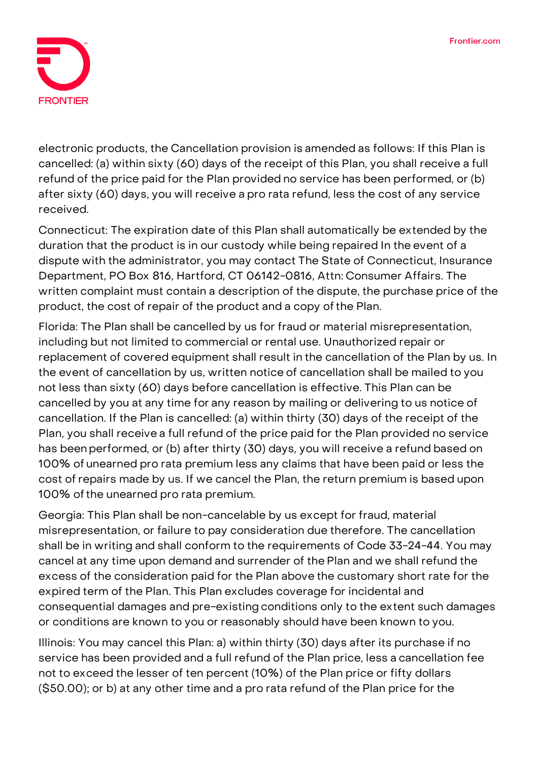electronic products, the Cancellation provision is amended as follows: If this Plan is cancelled: (a) within sixty (60) days of the receipt of this Plan, you shall receive a full refund of the price paid for the Plan provided no service has been performed, or (b) after sixty (60) days, you will receive a pro rata refund, less the cost of any service received.

Connecticut: The expiration date of this Plan shall automatically be extended by the duration that the product is in our custody while being repaired In the event of a dispute with the administrator, you may contact The State of Connecticut, Insurance Department, PO Box 816, Hartford, CT 06142-0816, Attn: Consumer Affairs. The written complaint must contain a description of the dispute, the purchase price of the product, the cost of repair of the product and a copy of the Plan.

Florida: The Plan shall be cancelled by us for fraud or material misrepresentation, including but not limited to commercial or rental use. Unauthorized repair or replacement of covered equipment shall result in the cancellation of the Plan by us. In the event of cancellation by us, written notice of cancellation shall be mailed to you not less than sixty (60) days before cancellation is effective. This Plan can be cancelled by you at any time for any reason by mailing or delivering to us notice of cancellation. If the Plan is cancelled: (a) within thirty (30) days of the receipt of the Plan, you shall receive a full refund of the price paid for the Plan provided no service has been performed, or (b) after thirty (30) days, you will receive a refund based on 100% of unearned pro rata premium less any claims that have been paid or less the cost of repairs made by us. If we cancel the Plan, the return premium is based upon 100% of the unearned pro rata premium.

Georgia: This Plan shall be non-cancelable by us except for fraud, material misrepresentation, or failure to pay consideration due therefore. The cancellation shall be in writing and shall conform to the requirements of Code 33-24-44. You may cancel at any time upon demand and surrender of the Plan and we shall refund the excess of the consideration paid for the Plan above the customary short rate for the expired term of the Plan. This Plan excludes coverage for incidental and consequential damages and pre-existing conditions only to the extent such damages or conditions are known to you or reasonably should have been known to you.

Illinois: You may cancel this Plan: a) within thirty (30) days after its purchase if no service has been provided and a full refund of the Plan price, less a cancellation fee not to exceed the lesser of ten percent (10%) of the Plan price or fifty dollars ($50.00); or b) at any other time and a pro rata refund of the Plan price for the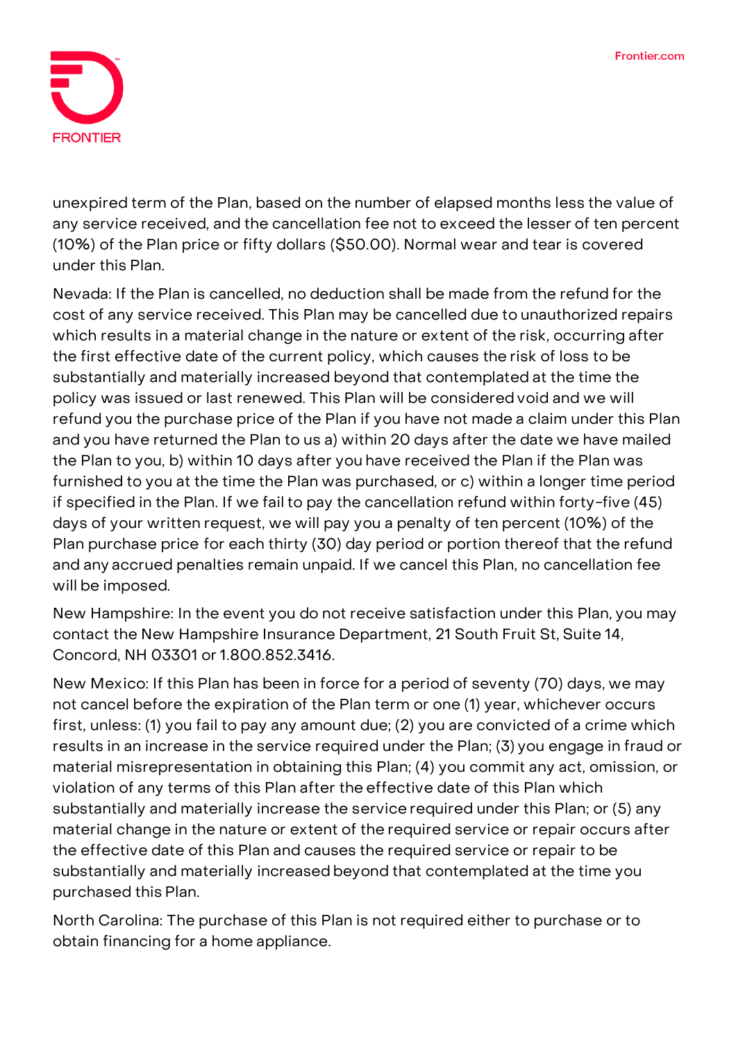unexpired term of the Plan, based on the number of elapsed months less the value of any service received, and the cancellation fee not to exceed the lesser of ten percent (10%) of the Plan price or fifty dollars ($50.00). Normal wear and tear is covered under this Plan.

Nevada: If the Plan is cancelled, no deduction shall be made from the refund for the cost of any service received. This Plan may be cancelled due to unauthorized repairs which results in a material change in the nature or extent of the risk, occurring after the first effective date of the current policy, which causes the risk of loss to be substantially and materially increased beyond that contemplated at the time the policy was issued or last renewed. This Plan will be considered void and we will refund you the purchase price of the Plan if you have not made a claim under this Plan and you have returned the Plan to us a) within 20 days after the date we have mailed the Plan to you, b) within 10 days after you have received the Plan if the Plan was furnished to you at the time the Plan was purchased, or c) within a longer time period if specified in the Plan. If we fail to pay the cancellation refund within forty-five (45) days of your written request, we will pay you a penalty of ten percent (10%) of the Plan purchase price for each thirty (30) day period or portion thereof that the refund and any accrued penalties remain unpaid. If we cancel this Plan, no cancellation fee will be imposed.

New Hampshire: In the event you do not receive satisfaction under this Plan, you may contact the New Hampshire Insurance Department, 21 South Fruit St, Suite 14, Concord, NH 03301 or 1.800.852.3416.

New Mexico: If this Plan has been in force for a period of seventy (70) days, we may not cancel before the expiration of the Plan term or one (1) year, whichever occurs first, unless: (1) you fail to pay any amount due; (2) you are convicted of a crime which results in an increase in the service required under the Plan; (3) you engage in fraud or material misrepresentation in obtaining this Plan; (4) you commit any act, omission, or violation of any terms of this Plan after the effective date of this Plan which substantially and materially increase the service required under this Plan; or (5) any material change in the nature or extent of the required service or repair occurs after the effective date of this Plan and causes the required service or repair to be substantially and materially increased beyond that contemplated at the time you purchased this Plan.

North Carolina: The purchase of this Plan is not required either to purchase or to obtain financing for a home appliance.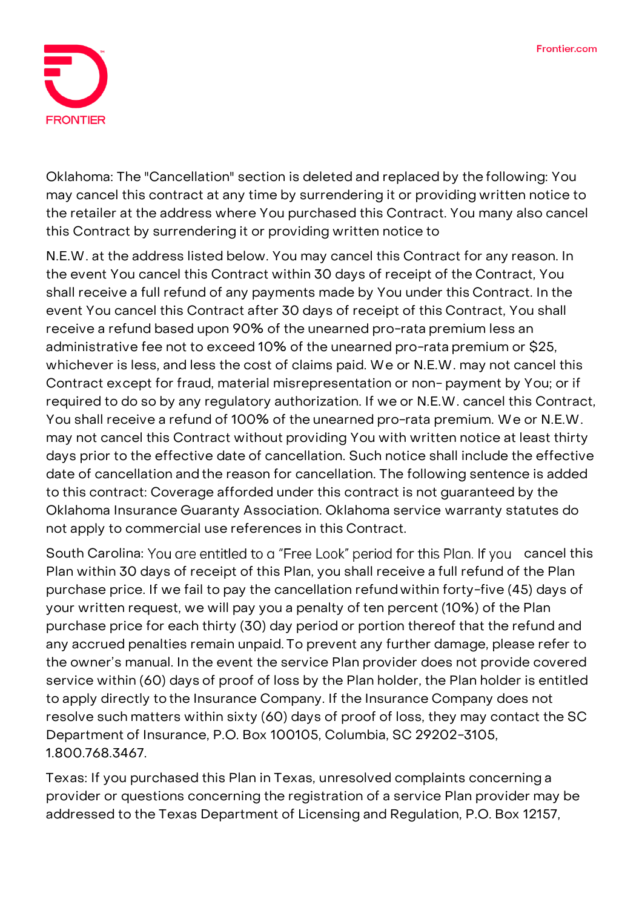Oklahoma: The "Cancellation" section is deleted and replaced by the following: You may cancel this contract at any time by surrendering it or providing written notice to the retailer at the address where You purchased this Contract. You many also cancel this Contract by surrendering it or providing written notice to

N.E.W. at the address listed below. You may cancel this Contract for any reason. In the event You cancel this Contract within 30 days of receipt of the Contract, You shall receive a full refund of any payments made by You under this Contract. In the event You cancel this Contract after 30 days of receipt of this Contract, You shall receive a refund based upon 90% of the unearned pro-rata premium less an administrative fee not to exceed 10% of the unearned pro-rata premium or $25, whichever is less, and less the cost of claims paid. We or N.E.W. may not cancel this Contract except for fraud, material misrepresentation or non- payment by You; or if required to do so by any regulatory authorization. If we or N.E.W. cancel this Contract, You shall receive a refund of 100% of the unearned pro-rata premium. We or N.E.W. may not cancel this Contract without providing You with written notice at least thirty days prior to the effective date of cancellation. Such notice shall include the effective date of cancellation and the reason for cancellation. The following sentence is added to this contract: Coverage afforded under this contract is not guaranteed by the Oklahoma Insurance Guaranty Association. Oklahoma service warranty statutes do not apply to commercial use references in this Contract.

South Carolina: You are entitled to a "Free Look" period for this Plan. If you cancel this Plan within 30 days of receipt of this Plan, you shall receive a full refund of the Plan purchase price. If we fail to pay the cancellation refund within forty-five (45) days of your written request, we will pay you a penalty of ten percent (10%) of the Plan purchase price for each thirty (30) day period or portion thereof that the refund and any accrued penalties remain unpaid. To prevent any further damage, please refer to the owner's manual. In the event the service Plan provider does not provide covered service within (60) days of proof of loss by the Plan holder, the Plan holder is entitled to apply directly to the Insurance Company. If the Insurance Company does not resolve such matters within sixty (60) days of proof of loss, they may contact the SC Department of Insurance, P.O. Box 100105, Columbia, SC 29202-3105, 1.800.768.3467.

Texas: If you purchased this Plan in Texas, unresolved complaints concerning a provider or questions concerning the registration of a service Plan provider may be addressed to the Texas Department of Licensing and Regulation, P.O. Box 12157,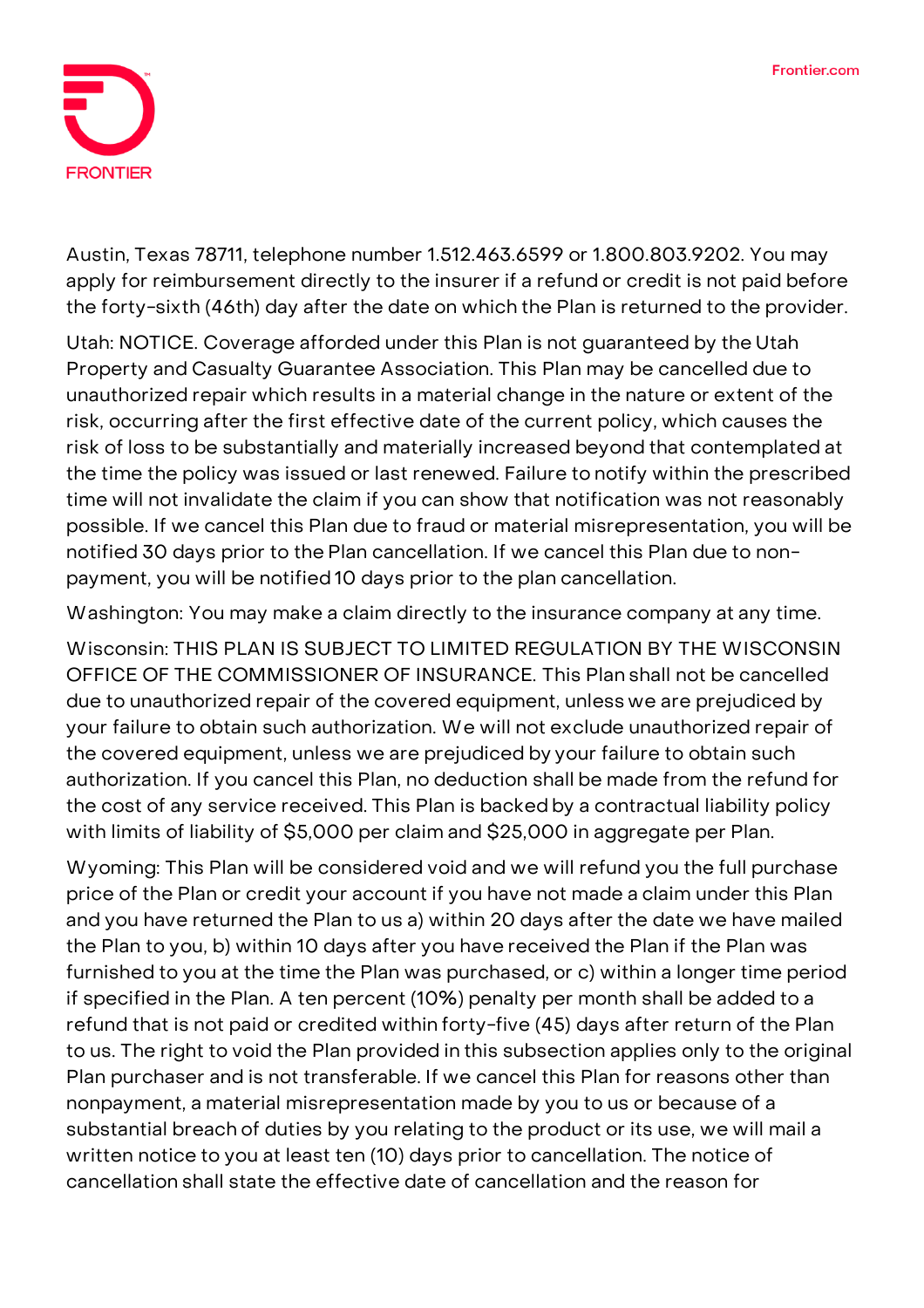Austin, Texas 78711, telephone number 1.512.463.6599 or 1.800.803.9202. You may apply for reimbursement directly to the insurer if a refund or credit is not paid before the forty-sixth (46th) day after the date on which the Plan is returned to the provider.

Utah: NOTICE. Coverage afforded under this Plan is not guaranteed by the Utah Property and Casualty Guarantee Association. This Plan may be cancelled due to unauthorized repair which results in a material change in the nature or extent of the risk, occurring after the first effective date of the current policy, which causes the risk of loss to be substantially and materially increased beyond that contemplated at the time the policy was issued or last renewed. Failure to notify within the prescribed time will not invalidate the claim if you can show that notification was not reasonably possible. If we cancel this Plan due to fraud or material misrepresentation, you will be notified 30 days prior to the Plan cancellation. If we cancel this Plan due to non-payment, you will be notified 10 days prior to the plan cancellation.

Washington: You may make a claim directly to the insurance company at any time.

Wisconsin: THIS PLAN IS SUBJECT TO LIMITED REGULATION BY THE WISCONSIN OFFICE OF THE COMMISSIONER OF INSURANCE. This Plan shall not be cancelled due to unauthorized repair of the covered equipment, unless we are prejudiced by your failure to obtain such authorization. We will not exclude unauthorized repair of the covered equipment, unless we are prejudiced by your failure to obtain such authorization. If you cancel this Plan, no deduction shall be made from the refund for the cost of any service received. This Plan is backed by a contractual liability policy with limits of liability of $5,000 per claim and $25,000 in aggregate per Plan.

Wyoming: This Plan will be considered void and we will refund you the full purchase price of the Plan or credit your account if you have not made a claim under this Plan and you have returned the Plan to us a) within 20 days after the date we have mailed the Plan to you, b) within 10 days after you have received the Plan if the Plan was furnished to you at the time the Plan was purchased, or c) within a longer time period if specified in the Plan. A ten percent (10%) penalty per month shall be added to a refund that is not paid or credited within forty-five (45) days after return of the Plan to us. The right to void the Plan provided in this subsection applies only to the original Plan purchaser and is not transferable. If we cancel this Plan for reasons other than nonpayment, a material misrepresentation made by you to us or because of a substantial breach of duties by you relating to the product or its use, we will mail a written notice to you at least ten (10) days prior to cancellation. The notice of cancellation shall state the effective date of cancellation and the reason for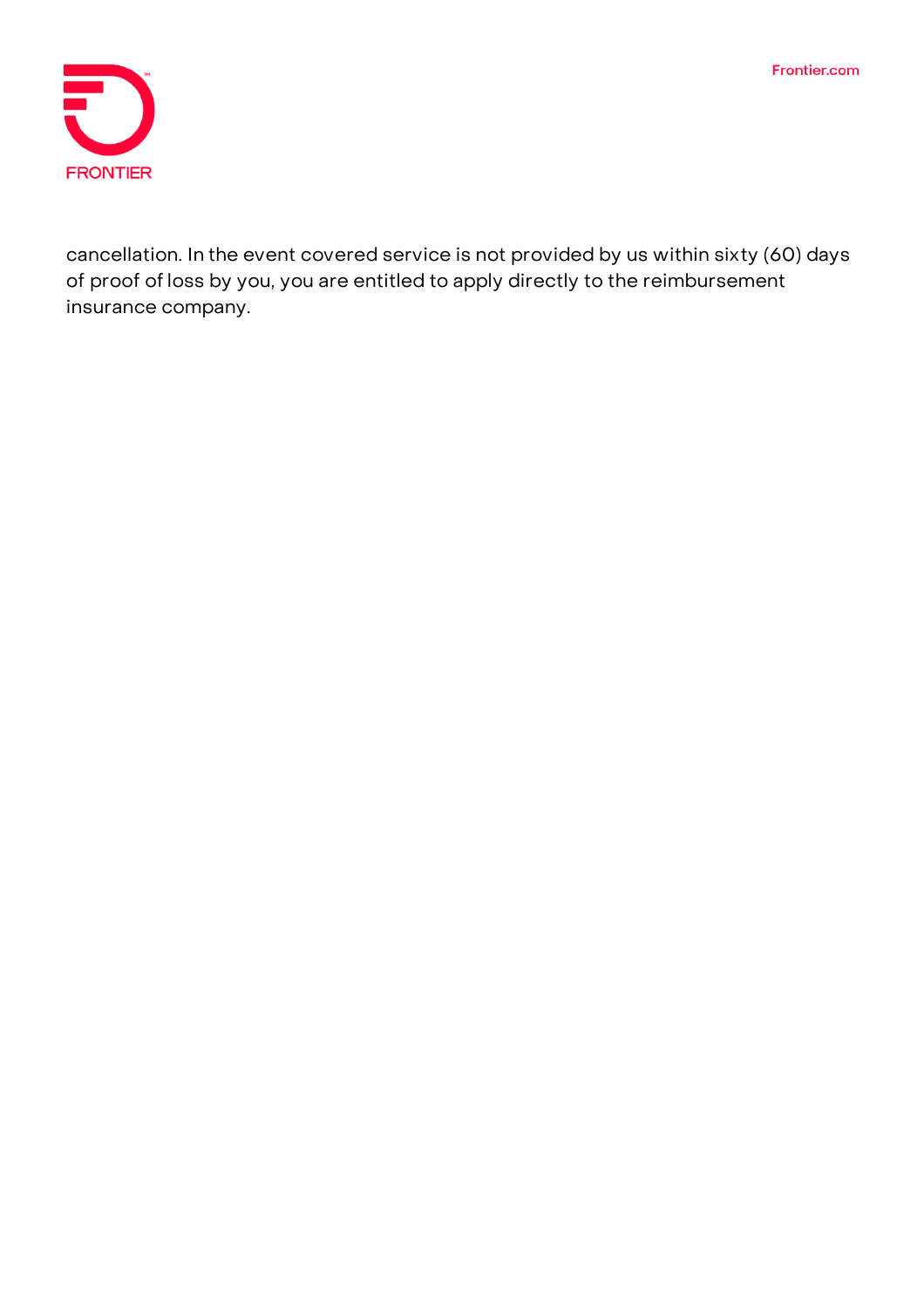cancellation. In the event covered service is not provided by us within sixty (60) days of proof of loss by you, you are entitled to apply directly to the reimbursement insurance company.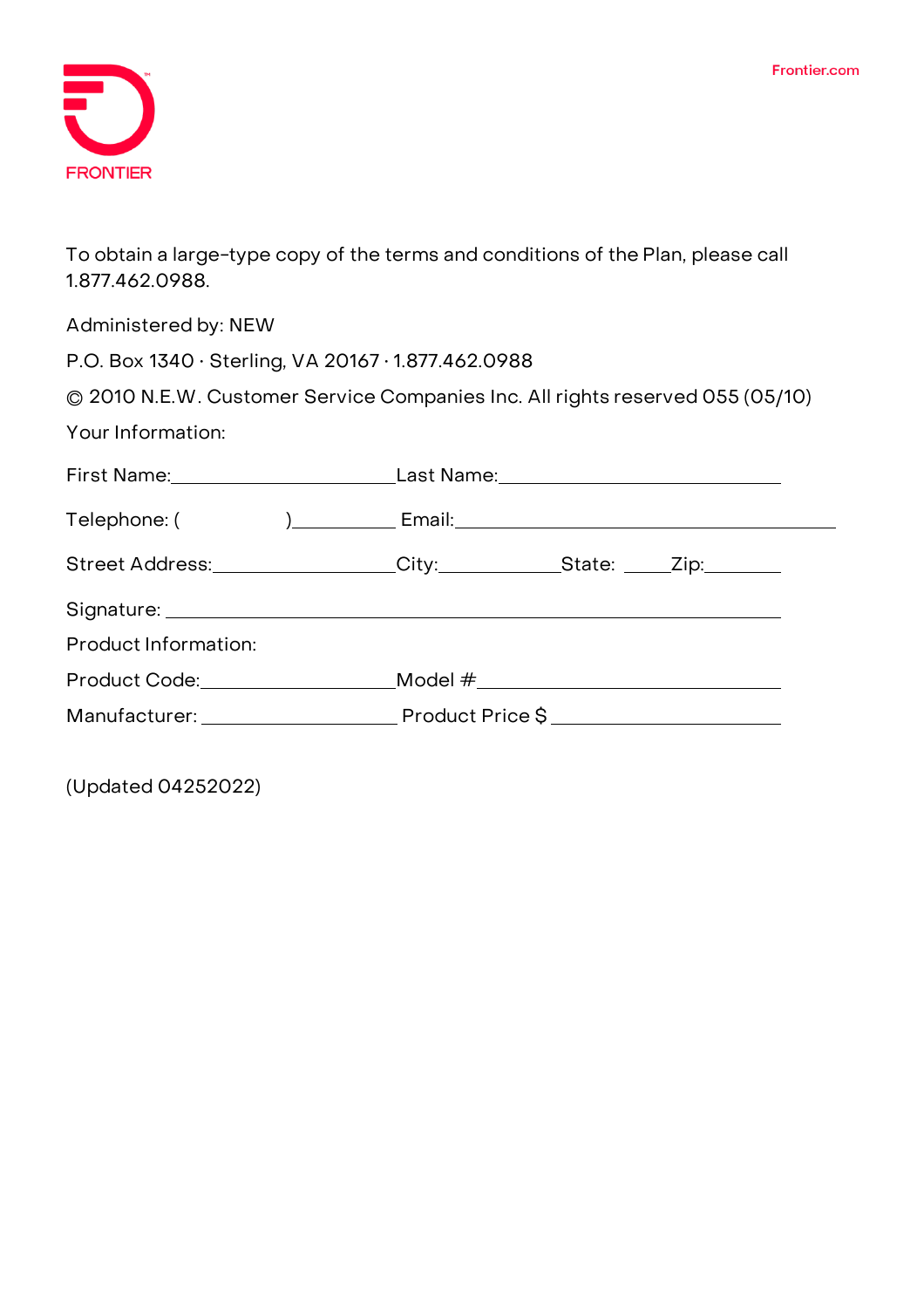FRONTIER

Frontier.com

To obtain a large-type copy of the terms and conditions of the Plan, please call 1.877.462.0988.

Administered by: NEW

P.O. Box 1340 · Sterling, VA 20167 · 1.877.462.0988

© 2010 N.E.W. Customer Service Companies Inc. All rights reserved 055 (05/10)

Your Information:

First Name:______________________ Last Name:___________________________

Telephone: (          )__________ Email:_____________________________________

Street Address:__________________ City:____________ State: _____ Zip:________

Signature: _____________________________________________________________

Product Information:

Product Code:___________________ Model #_____________________________

Manufacturer: ___________________ Product Price $ ______________________

(Updated 04252022)